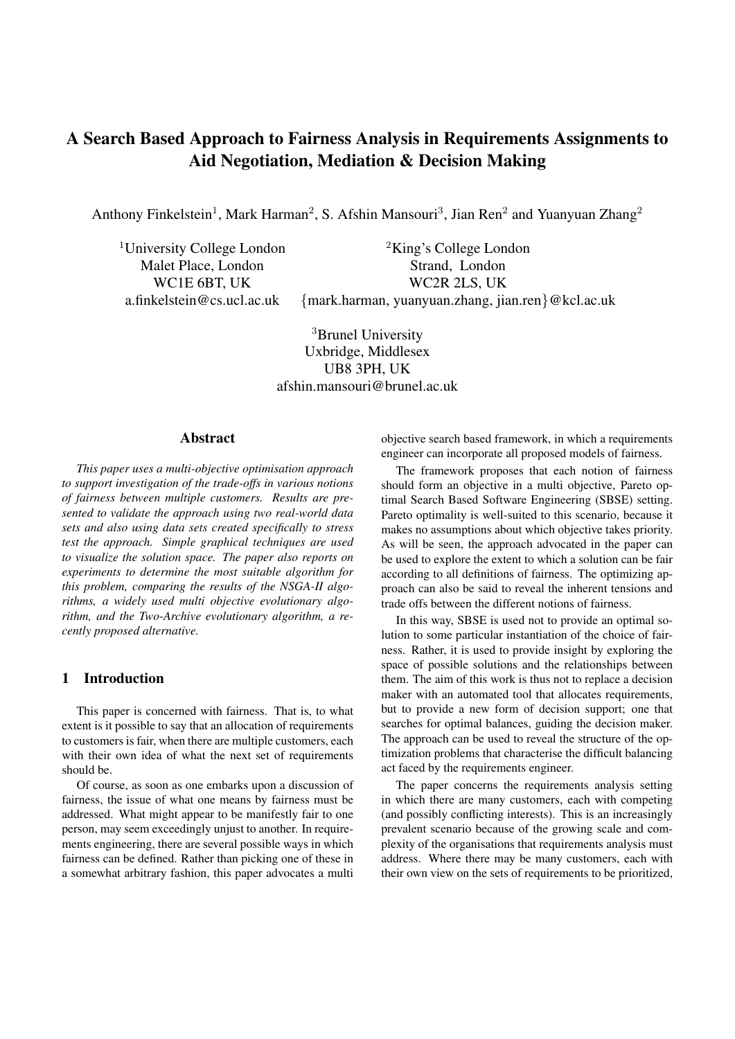# A Search Based Approach to Fairness Analysis in Requirements Assignments to Aid Negotiation, Mediation & Decision Making

Anthony Finkelstein[1], Mark Harman[2], S. Afshin Mansouri[3], Jian Ren[2] and Yuanyuan Zhang[2]

[1]University College London
Malet Place, London
WC1E 6BT, UK
a.finkelstein@cs.ucl.ac.uk

[2]King's College London
Strand, London
WC2R 2LS, UK
{mark.harman, yuanyuan.zhang, jian.ren}@kcl.ac.uk

[3]Brunel University
Uxbridge, Middlesex
UB8 3PH, UK
afshin.mansouri@brunel.ac.uk

## Abstract

*This paper uses a multi-objective optimisation approach to support investigation of the trade-offs in various notions of fairness between multiple customers. Results are presented to validate the approach using two real-world data sets and also using data sets created specifically to stress test the approach. Simple graphical techniques are used to visualize the solution space. The paper also reports on experiments to determine the most suitable algorithm for this problem, comparing the results of the NSGA-II algorithms, a widely used multi objective evolutionary algorithm, and the Two-Archive evolutionary algorithm, a recently proposed alternative.*

## 1 Introduction

This paper is concerned with fairness. That is, to what extent is it possible to say that an allocation of requirements to customers is fair, when there are multiple customers, each with their own idea of what the next set of requirements should be.

Of course, as soon as one embarks upon a discussion of fairness, the issue of what one means by fairness must be addressed. What might appear to be manifestly fair to one person, may seem exceedingly unjust to another. In requirements engineering, there are several possible ways in which fairness can be defined. Rather than picking one of these in a somewhat arbitrary fashion, this paper advocates a multi objective search based framework, in which a requirements engineer can incorporate all proposed models of fairness.

The framework proposes that each notion of fairness should form an objective in a multi objective, Pareto optimal Search Based Software Engineering (SBSE) setting. Pareto optimality is well-suited to this scenario, because it makes no assumptions about which objective takes priority. As will be seen, the approach advocated in the paper can be used to explore the extent to which a solution can be fair according to all definitions of fairness. The optimizing approach can also be said to reveal the inherent tensions and trade offs between the different notions of fairness.

In this way, SBSE is used not to provide an optimal solution to some particular instantiation of the choice of fairness. Rather, it is used to provide insight by exploring the space of possible solutions and the relationships between them. The aim of this work is thus not to replace a decision maker with an automated tool that allocates requirements, but to provide a new form of decision support; one that searches for optimal balances, guiding the decision maker. The approach can be used to reveal the structure of the optimization problems that characterise the difficult balancing act faced by the requirements engineer.

The paper concerns the requirements analysis setting in which there are many customers, each with competing (and possibly conflicting interests). This is an increasingly prevalent scenario because of the growing scale and complexity of the organisations that requirements analysis must address. Where there may be many customers, each with their own view on the sets of requirements to be prioritized,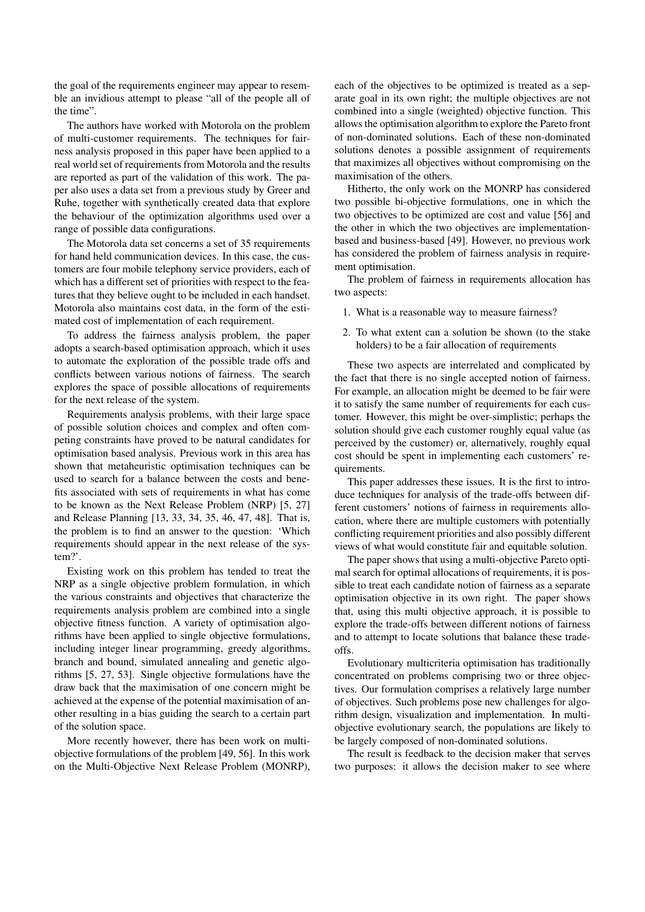the goal of the requirements engineer may appear to resemble an invidious attempt to please "all of the people all of the time".

The authors have worked with Motorola on the problem of multi-customer requirements. The techniques for fairness analysis proposed in this paper have been applied to a real world set of requirements from Motorola and the results are reported as part of the validation of this work. The paper also uses a data set from a previous study by Greer and Ruhe, together with synthetically created data that explore the behaviour of the optimization algorithms used over a range of possible data configurations.

The Motorola data set concerns a set of 35 requirements for hand held communication devices. In this case, the customers are four mobile telephony service providers, each of which has a different set of priorities with respect to the features that they believe ought to be included in each handset. Motorola also maintains cost data, in the form of the estimated cost of implementation of each requirement.

To address the fairness analysis problem, the paper adopts a search-based optimisation approach, which it uses to automate the exploration of the possible trade offs and conflicts between various notions of fairness. The search explores the space of possible allocations of requirements for the next release of the system.

Requirements analysis problems, with their large space of possible solution choices and complex and often competing constraints have proved to be natural candidates for optimisation based analysis. Previous work in this area has shown that metaheuristic optimisation techniques can be used to search for a balance between the costs and benefits associated with sets of requirements in what has come to be known as the Next Release Problem (NRP) [5, 27] and Release Planning [13, 33, 34, 35, 46, 47, 48]. That is, the problem is to find an answer to the question: 'Which requirements should appear in the next release of the system?'.

Existing work on this problem has tended to treat the NRP as a single objective problem formulation, in which the various constraints and objectives that characterize the requirements analysis problem are combined into a single objective fitness function. A variety of optimisation algorithms have been applied to single objective formulations, including integer linear programming, greedy algorithms, branch and bound, simulated annealing and genetic algorithms [5, 27, 53]. Single objective formulations have the draw back that the maximisation of one concern might be achieved at the expense of the potential maximisation of another resulting in a bias guiding the search to a certain part of the solution space.

More recently however, there has been work on multi-objective formulations of the problem [49, 56]. In this work on the Multi-Objective Next Release Problem (MONRP), each of the objectives to be optimized is treated as a separate goal in its own right; the multiple objectives are not combined into a single (weighted) objective function. This allows the optimisation algorithm to explore the Pareto front of non-dominated solutions. Each of these non-dominated solutions denotes a possible assignment of requirements that maximizes all objectives without compromising on the maximisation of the others.

Hitherto, the only work on the MONRP has considered two possible bi-objective formulations, one in which the two objectives to be optimized are cost and value [56] and the other in which the two objectives are implementation-based and business-based [49]. However, no previous work has considered the problem of fairness analysis in requirement optimisation.

The problem of fairness in requirements allocation has two aspects:

1. What is a reasonable way to measure fairness?
2. To what extent can a solution be shown (to the stake holders) to be a fair allocation of requirements

These two aspects are interrelated and complicated by the fact that there is no single accepted notion of fairness. For example, an allocation might be deemed to be fair were it to satisfy the same number of requirements for each customer. However, this might be over-simplistic; perhaps the solution should give each customer roughly equal value (as perceived by the customer) or, alternatively, roughly equal cost should be spent in implementing each customers' requirements.

This paper addresses these issues. It is the first to introduce techniques for analysis of the trade-offs between different customers' notions of fairness in requirements allocation, where there are multiple customers with potentially conflicting requirement priorities and also possibly different views of what would constitute fair and equitable solution.

The paper shows that using a multi-objective Pareto optimal search for optimal allocations of requirements, it is possible to treat each candidate notion of fairness as a separate optimisation objective in its own right. The paper shows that, using this multi objective approach, it is possible to explore the trade-offs between different notions of fairness and to attempt to locate solutions that balance these trade-offs.

Evolutionary multicriteria optimisation has traditionally concentrated on problems comprising two or three objectives. Our formulation comprises a relatively large number of objectives. Such problems pose new challenges for algorithm design, visualization and implementation. In multi-objective evolutionary search, the populations are likely to be largely composed of non-dominated solutions.

The result is feedback to the decision maker that serves two purposes: it allows the decision maker to see where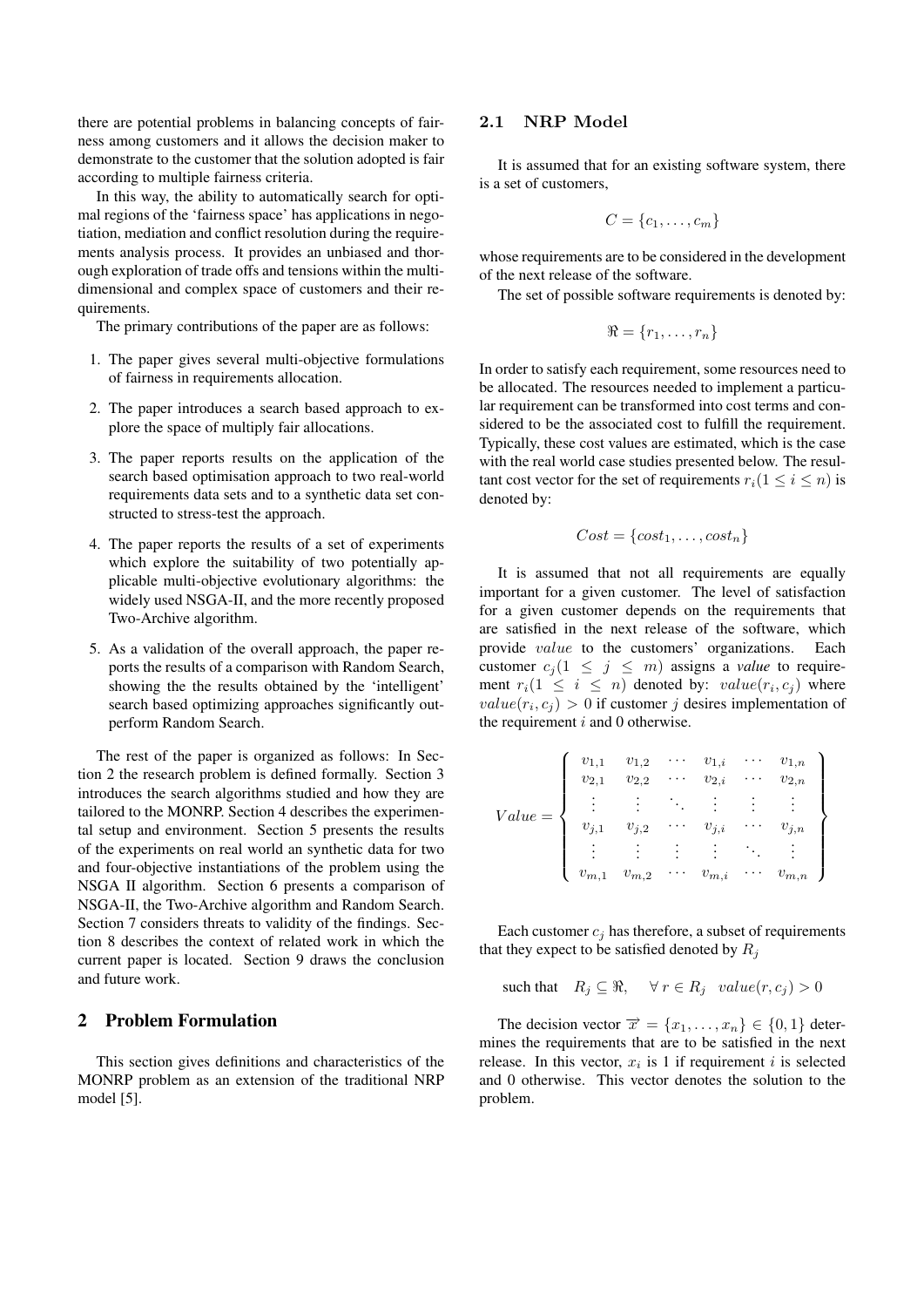there are potential problems in balancing concepts of fairness among customers and it allows the decision maker to demonstrate to the customer that the solution adopted is fair according to multiple fairness criteria.

In this way, the ability to automatically search for optimal regions of the 'fairness space' has applications in negotiation, mediation and conflict resolution during the requirements analysis process. It provides an unbiased and thorough exploration of trade offs and tensions within the multi-dimensional and complex space of customers and their requirements.

The primary contributions of the paper are as follows:

1. The paper gives several multi-objective formulations of fairness in requirements allocation.
2. The paper introduces a search based approach to explore the space of multiply fair allocations.
3. The paper reports results on the application of the search based optimisation approach to two real-world requirements data sets and to a synthetic data set constructed to stress-test the approach.
4. The paper reports the results of a set of experiments which explore the suitability of two potentially applicable multi-objective evolutionary algorithms: the widely used NSGA-II, and the more recently proposed Two-Archive algorithm.
5. As a validation of the overall approach, the paper reports the results of a comparison with Random Search, showing the the results obtained by the 'intelligent' search based optimizing approaches significantly outperform Random Search.

The rest of the paper is organized as follows: In Section 2 the research problem is defined formally. Section 3 introduces the search algorithms studied and how they are tailored to the MONRP. Section 4 describes the experimental setup and environment. Section 5 presents the results of the experiments on real world an synthetic data for two and four-objective instantiations of the problem using the NSGA II algorithm. Section 6 presents a comparison of NSGA-II, the Two-Archive algorithm and Random Search. Section 7 considers threats to validity of the findings. Section 8 describes the context of related work in which the current paper is located. Section 9 draws the conclusion and future work.

## 2 Problem Formulation

This section gives definitions and characteristics of the MONRP problem as an extension of the traditional NRP model [5].

### 2.1 NRP Model

It is assumed that for an existing software system, there is a set of customers,

$$C = \{c_1, \ldots, c_m\}$$

whose requirements are to be considered in the development of the next release of the software.

The set of possible software requirements is denoted by:

$$\Re = \{r_1, \ldots, r_n\}$$

In order to satisfy each requirement, some resources need to be allocated. The resources needed to implement a particular requirement can be transformed into cost terms and considered to be the associated cost to fulfill the requirement. Typically, these cost values are estimated, which is the case with the real world case studies presented below. The resultant cost vector for the set of requirements $r_i (1 \leq i \leq n)$ is denoted by:

$$Cost = \{cost_1, \ldots, cost_n\}$$

It is assumed that not all requirements are equally important for a given customer. The level of satisfaction for a given customer depends on the requirements that are satisfied in the next release of the software, which provide $value$ to the customers' organizations. Each customer $c_j (1 \leq j \leq m)$ assigns a *value* to requirement $r_i (1 \leq i \leq n)$ denoted by: $value(r_i, c_j)$ where $value(r_i, c_j) > 0$ if customer $j$ desires implementation of the requirement $i$ and 0 otherwise.

$$Value = \left\{ \begin{array}{cccccc} v_{1,1} & v_{1,2} & \cdots & v_{1,i} & \cdots & v_{1,n} \\ v_{2,1} & v_{2,2} & \cdots & v_{2,i} & \cdots & v_{2,n} \\ \vdots & \vdots & \ddots & \vdots & \vdots & \vdots \\ v_{j,1} & v_{j,2} & \cdots & v_{j,i} & \cdots & v_{j,n} \\ \vdots & \vdots & \vdots & \vdots & \ddots & \vdots \\ v_{m,1} & v_{m,2} & \cdots & v_{m,i} & \cdots & v_{m,n} \end{array} \right\}$$

Each customer $c_j$ has therefore, a subset of requirements that they expect to be satisfied denoted by $R_j$

$$\text{such that} \quad R_j \subseteq \Re, \quad \forall\, r \in R_j \;\; value(r, c_j) > 0$$

The decision vector $\overrightarrow{x} = \{x_1, \ldots, x_n\} \in \{0, 1\}$ determines the requirements that are to be satisfied in the next release. In this vector, $x_i$ is 1 if requirement $i$ is selected and 0 otherwise. This vector denotes the solution to the problem.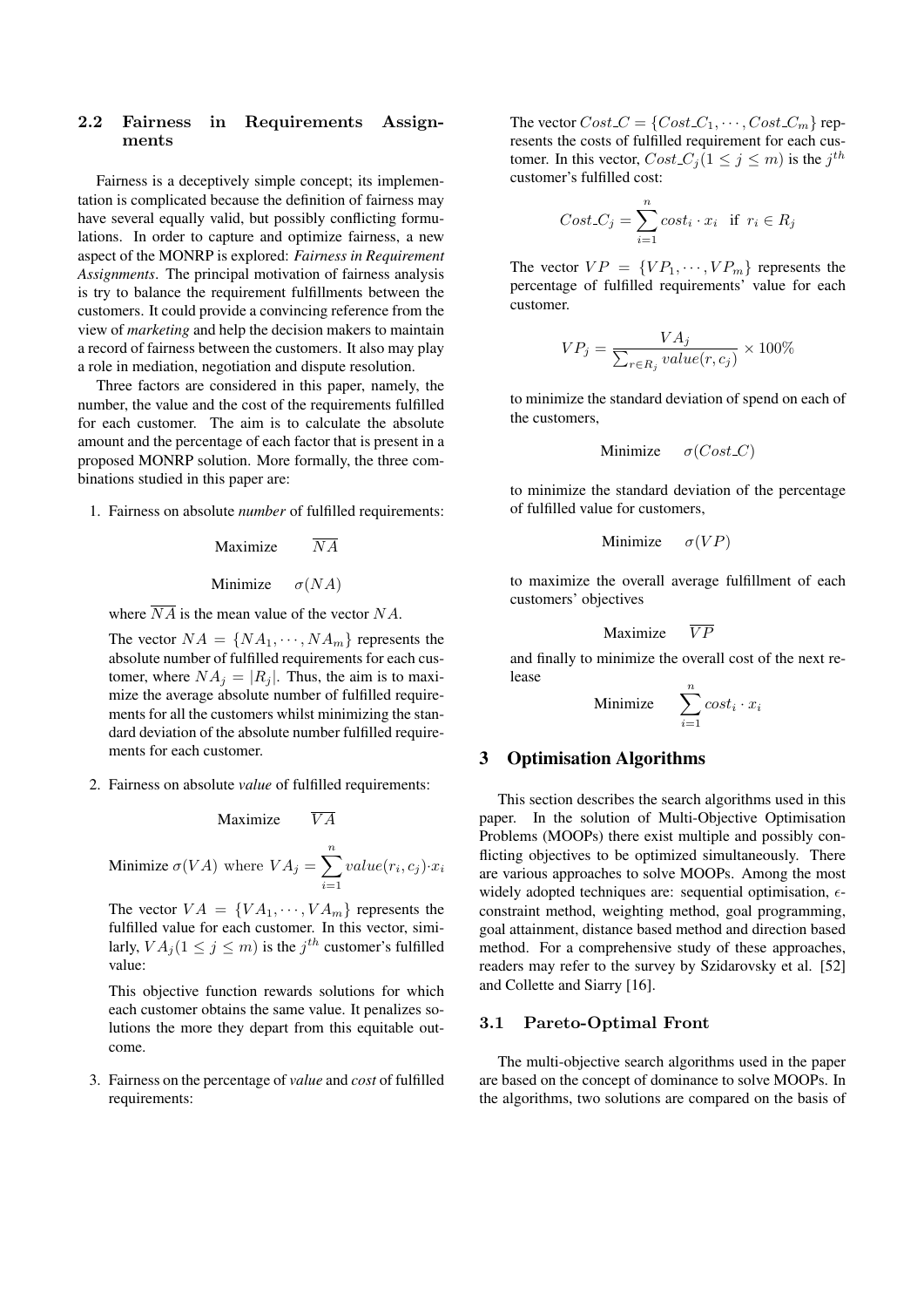### 2.2 Fairness in Requirements Assignments

Fairness is a deceptively simple concept; its implementation is complicated because the definition of fairness may have several equally valid, but possibly conflicting formulations. In order to capture and optimize fairness, a new aspect of the MONRP is explored: *Fairness in Requirement Assignments*. The principal motivation of fairness analysis is try to balance the requirement fulfillments between the customers. It could provide a convincing reference from the view of *marketing* and help the decision makers to maintain a record of fairness between the customers. It also may play a role in mediation, negotiation and dispute resolution.

Three factors are considered in this paper, namely, the number, the value and the cost of the requirements fulfilled for each customer. The aim is to calculate the absolute amount and the percentage of each factor that is present in a proposed MONRP solution. More formally, the three combinations studied in this paper are:

1. Fairness on absolute *number* of fulfilled requirements:

   $$\text{Maximize} \quad \overline{NA}$$

   $$\text{Minimize} \quad \sigma(NA)$$

   where $\overline{NA}$ is the mean value of the vector $NA$.

   The vector $NA = \{NA_1, \cdots, NA_m\}$ represents the absolute number of fulfilled requirements for each customer, where $NA_j = |R_j|$. Thus, the aim is to maximize the average absolute number of fulfilled requirements for all the customers whilst minimizing the standard deviation of the absolute number fulfilled requirements for each customer.

2. Fairness on absolute *value* of fulfilled requirements:

   $$\text{Maximize} \quad \overline{VA}$$

   $$\text{Minimize } \sigma(VA) \text{ where } VA_j = \sum_{i=1}^{n} value(r_i, c_j) \cdot x_i$$

   The vector $VA = \{VA_1, \cdots, VA_m\}$ represents the fulfilled value for each customer. In this vector, similarly, $VA_j (1 \leq j \leq m)$ is the $j^{th}$ customer's fulfilled value:

   This objective function rewards solutions for which each customer obtains the same value. It penalizes solutions the more they depart from this equitable outcome.

3. Fairness on the percentage of *value* and *cost* of fulfilled requirements:

   The vector $Cost\_C = \{Cost\_C_1, \cdots, Cost\_C_m\}$ represents the costs of fulfilled requirement for each customer. In this vector, $Cost\_C_j (1 \leq j \leq m)$ is the $j^{th}$ customer's fulfilled cost:

   $$Cost\_C_j = \sum_{i=1}^{n} cost_i \cdot x_i \quad \text{if } r_i \in R_j$$

   The vector $VP = \{VP_1, \cdots, VP_m\}$ represents the percentage of fulfilled requirements' value for each customer.

   $$VP_j = \frac{VA_j}{\sum_{r \in R_j} value(r, c_j)} \times 100\%$$

   to minimize the standard deviation of spend on each of the customers,

   $$\text{Minimize} \quad \sigma(Cost\_C)$$

   to minimize the standard deviation of the percentage of fulfilled value for customers,

   $$\text{Minimize} \quad \sigma(VP)$$

   to maximize the overall average fulfillment of each customers' objectives

   $$\text{Maximize} \quad \overline{VP}$$

   and finally to minimize the overall cost of the next release

   $$\text{Minimize} \quad \sum_{i=1}^{n} cost_i \cdot x_i$$

## 3 Optimisation Algorithms

This section describes the search algorithms used in this paper. In the solution of Multi-Objective Optimisation Problems (MOOPs) there exist multiple and possibly conflicting objectives to be optimized simultaneously. There are various approaches to solve MOOPs. Among the most widely adopted techniques are: sequential optimisation, $\epsilon$-constraint method, weighting method, goal programming, goal attainment, distance based method and direction based method. For a comprehensive study of these approaches, readers may refer to the survey by Szidarovsky et al. [52] and Collette and Siarry [16].

### 3.1 Pareto-Optimal Front

The multi-objective search algorithms used in the paper are based on the concept of dominance to solve MOOPs. In the algorithms, two solutions are compared on the basis of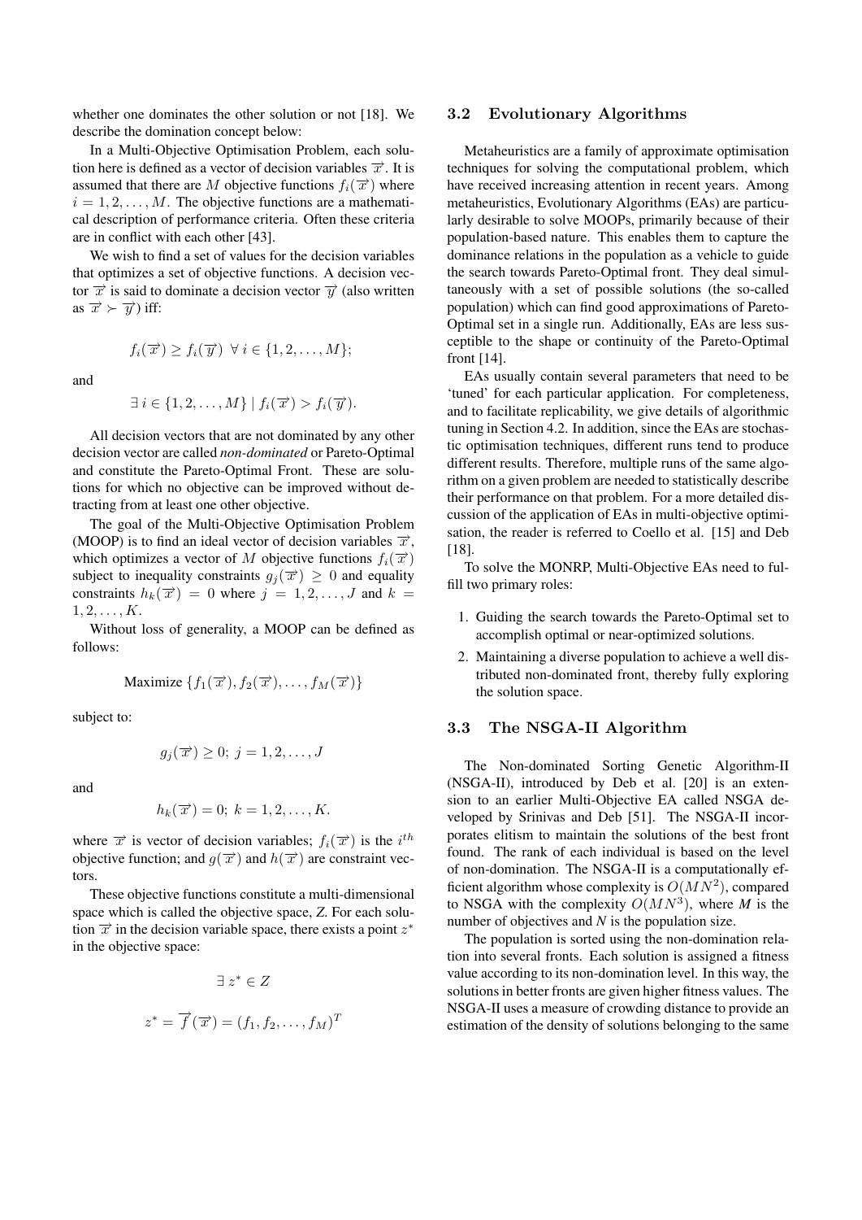whether one dominates the other solution or not [18]. We describe the domination concept below:

In a Multi-Objective Optimisation Problem, each solution here is defined as a vector of decision variables $\overrightarrow{x}$. It is assumed that there are $M$ objective functions $f_i(\overrightarrow{x})$ where $i = 1, 2, \ldots, M$. The objective functions are a mathematical description of performance criteria. Often these criteria are in conflict with each other [43].

We wish to find a set of values for the decision variables that optimizes a set of objective functions. A decision vector $\overrightarrow{x}$ is said to dominate a decision vector $\overrightarrow{y}$ (also written as $\overrightarrow{x} \succ \overrightarrow{y}$) iff:

$$f_i(\overrightarrow{x}) \geq f_i(\overrightarrow{y}) \;\; \forall \, i \in \{1, 2, \ldots, M\};$$

and

$$\exists \, i \in \{1, 2, \ldots, M\} \mid f_i(\overrightarrow{x}) > f_i(\overrightarrow{y}).$$

All decision vectors that are not dominated by any other decision vector are called *non-dominated* or Pareto-Optimal and constitute the Pareto-Optimal Front. These are solutions for which no objective can be improved without detracting from at least one other objective.

The goal of the Multi-Objective Optimisation Problem (MOOP) is to find an ideal vector of decision variables $\overrightarrow{x}$, which optimizes a vector of $M$ objective functions $f_i(\overrightarrow{x})$ subject to inequality constraints $g_j(\overrightarrow{x}) \geq 0$ and equality constraints $h_k(\overrightarrow{x}) = 0$ where $j = 1, 2, \ldots, J$ and $k = 1, 2, \ldots, K$.

Without loss of generality, a MOOP can be defined as follows:

$$\text{Maximize } \{f_1(\overrightarrow{x}), f_2(\overrightarrow{x}), \ldots, f_M(\overrightarrow{x})\}$$

subject to:

$$g_j(\overrightarrow{x}) \geq 0; \; j = 1, 2, \ldots, J$$

and

$$h_k(\overrightarrow{x}) = 0; \; k = 1, 2, \ldots, K.$$

where $\overrightarrow{x}$ is vector of decision variables; $f_i(\overrightarrow{x})$ is the $i^{th}$ objective function; and $g(\overrightarrow{x})$ and $h(\overrightarrow{x})$ are constraint vectors.

These objective functions constitute a multi-dimensional space which is called the objective space, $Z$. For each solution $\overrightarrow{x}$ in the decision variable space, there exists a point $z^*$ in the objective space:

$$\exists \, z^* \in Z$$

$$z^* = \overrightarrow{f}(\overrightarrow{x}) = (f_1, f_2, \ldots, f_M)^T$$

### 3.2 Evolutionary Algorithms

Metaheuristics are a family of approximate optimisation techniques for solving the computational problem, which have received increasing attention in recent years. Among metaheuristics, Evolutionary Algorithms (EAs) are particularly desirable to solve MOOPs, primarily because of their population-based nature. This enables them to capture the dominance relations in the population as a vehicle to guide the search towards Pareto-Optimal front. They deal simultaneously with a set of possible solutions (the so-called population) which can find good approximations of Pareto-Optimal set in a single run. Additionally, EAs are less susceptible to the shape or continuity of the Pareto-Optimal front [14].

EAs usually contain several parameters that need to be 'tuned' for each particular application. For completeness, and to facilitate replicability, we give details of algorithmic tuning in Section 4.2. In addition, since the EAs are stochastic optimisation techniques, different runs tend to produce different results. Therefore, multiple runs of the same algorithm on a given problem are needed to statistically describe their performance on that problem. For a more detailed discussion of the application of EAs in multi-objective optimisation, the reader is referred to Coello et al. [15] and Deb [18].

To solve the MONRP, Multi-Objective EAs need to fulfill two primary roles:

1. Guiding the search towards the Pareto-Optimal set to accomplish optimal or near-optimized solutions.
2. Maintaining a diverse population to achieve a well distributed non-dominated front, thereby fully exploring the solution space.

### 3.3 The NSGA-II Algorithm

The Non-dominated Sorting Genetic Algorithm-II (NSGA-II), introduced by Deb et al. [20] is an extension to an earlier Multi-Objective EA called NSGA developed by Srinivas and Deb [51]. The NSGA-II incorporates elitism to maintain the solutions of the best front found. The rank of each individual is based on the level of non-domination. The NSGA-II is a computationally efficient algorithm whose complexity is $O(MN^2)$, compared to NSGA with the complexity $O(MN^3)$, where $M$ is the number of objectives and $N$ is the population size.

The population is sorted using the non-domination relation into several fronts. Each solution is assigned a fitness value according to its non-domination level. In this way, the solutions in better fronts are given higher fitness values. The NSGA-II uses a measure of crowding distance to provide an estimation of the density of solutions belonging to the same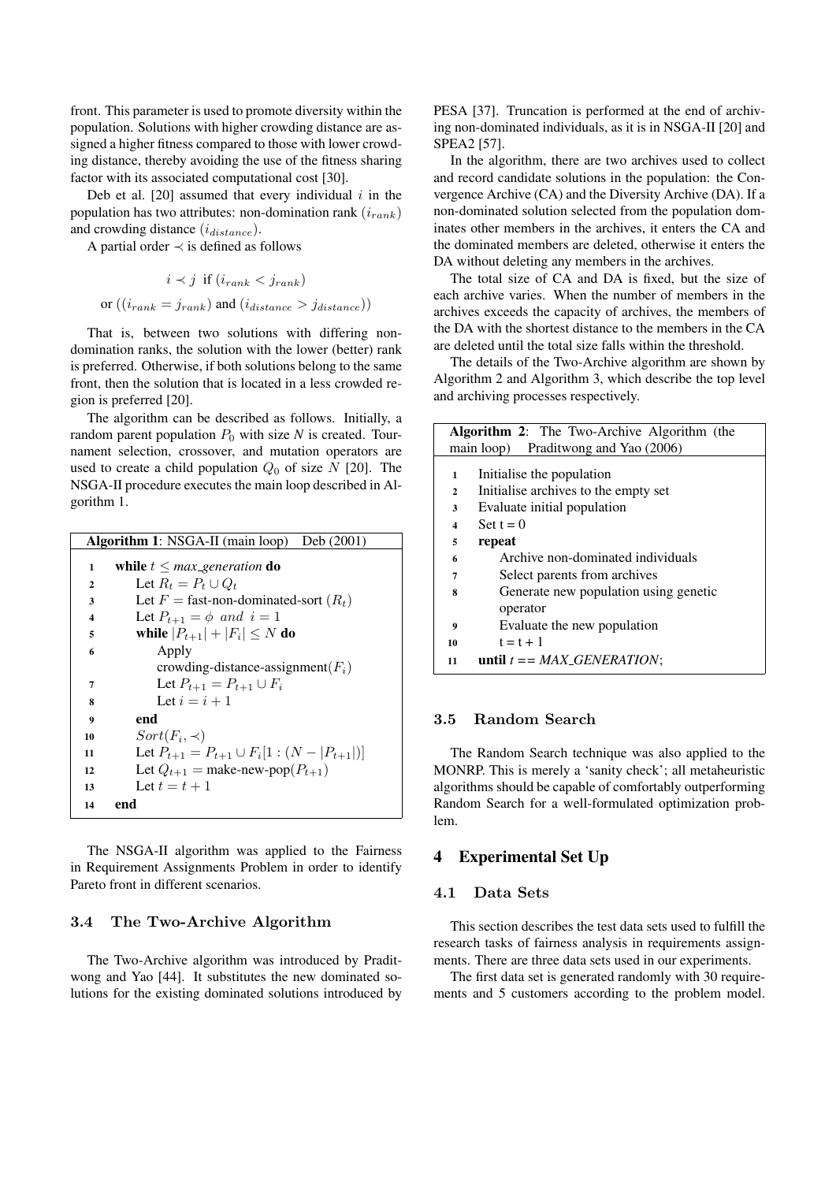front. This parameter is used to promote diversity within the population. Solutions with higher crowding distance are assigned a higher fitness compared to those with lower crowding distance, thereby avoiding the use of the fitness sharing factor with its associated computational cost [30].

Deb et al. [20] assumed that every individual $i$ in the population has two attributes: non-domination rank ($i_{rank}$) and crowding distance ($i_{distance}$).

A partial order $\prec$ is defined as follows

$$i \prec j \text{ if } (i_{rank} < j_{rank})$$
$$\text{or } ((i_{rank} = j_{rank}) \text{ and } (i_{distance} > j_{distance}))$$

That is, between two solutions with differing non-domination ranks, the solution with the lower (better) rank is preferred. Otherwise, if both solutions belong to the same front, then the solution that is located in a less crowded region is preferred [20].

The algorithm can be described as follows. Initially, a random parent population $P_0$ with size *N* is created. Tournament selection, crossover, and mutation operators are used to create a child population $Q_0$ of size $N$ [20]. The NSGA-II procedure executes the main loop described in Algorithm 1.

**Algorithm 1**: NSGA-II (main loop) Deb (2001)

```
1  while t ≤ max_generation do
2      Let R_t = P_t ∪ Q_t
3      Let F = fast-non-dominated-sort (R_t)
4      Let P_{t+1} = φ and i = 1
5      while |P_{t+1}| + |F_i| ≤ N do
6          Apply
           crowding-distance-assignment(F_i)
7          Let P_{t+1} = P_{t+1} ∪ F_i
8          Let i = i + 1
9      end
10     Sort(F_i, ≺)
11     Let P_{t+1} = P_{t+1} ∪ F_i[1 : (N − |P_{t+1}|)]
12     Let Q_{t+1} = make-new-pop(P_{t+1})
13     Let t = t + 1
14 end
```

The NSGA-II algorithm was applied to the Fairness in Requirement Assignments Problem in order to identify Pareto front in different scenarios.

### 3.4 The Two-Archive Algorithm

The Two-Archive algorithm was introduced by Praditwong and Yao [44]. It substitutes the new dominated solutions for the existing dominated solutions introduced by PESA [37]. Truncation is performed at the end of archiving non-dominated individuals, as it is in NSGA-II [20] and SPEA2 [57].

In the algorithm, there are two archives used to collect and record candidate solutions in the population: the Convergence Archive (CA) and the Diversity Archive (DA). If a non-dominated solution selected from the population dominates other members in the archives, it enters the CA and the dominated members are deleted, otherwise it enters the DA without deleting any members in the archives.

The total size of CA and DA is fixed, but the size of each archive varies. When the number of members in the archives exceeds the capacity of archives, the members of the DA with the shortest distance to the members in the CA are deleted until the total size falls within the threshold.

The details of the Two-Archive algorithm are shown by Algorithm 2 and Algorithm 3, which describe the top level and archiving processes respectively.

**Algorithm 2**: The Two-Archive Algorithm (the main loop) Praditwong and Yao (2006)

```
1  Initialise the population
2  Initialise archives to the empty set
3  Evaluate initial population
4  Set t = 0
5  repeat
6      Archive non-dominated individuals
7      Select parents from archives
8      Generate new population using genetic
       operator
9      Evaluate the new population
10     t = t + 1
11 until t == MAX_GENERATION;
```

### 3.5 Random Search

The Random Search technique was also applied to the MONRP. This is merely a 'sanity check'; all metaheuristic algorithms should be capable of comfortably outperforming Random Search for a well-formulated optimization problem.

## 4 Experimental Set Up

### 4.1 Data Sets

This section describes the test data sets used to fulfill the research tasks of fairness analysis in requirements assignments. There are three data sets used in our experiments.

The first data set is generated randomly with 30 requirements and 5 customers according to the problem model.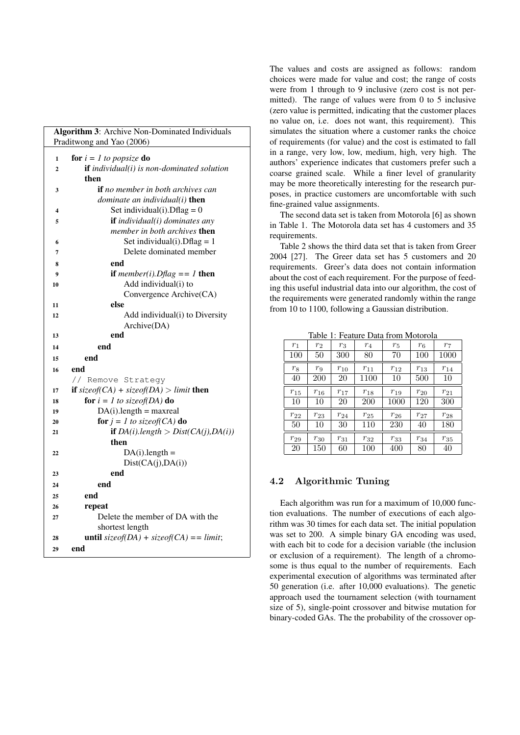**Algorithm 3**: Archive Non-Dominated Individuals Praditwong and Yao (2006)

```
1  for i = 1 to popsize do
2      if individual(i) is non-dominated solution then
3          if no member in both archives can dominate an individual(i) then
4              Set individual(i).Dflag = 0
5              if individual(i) dominates any member in both archives then
6                  Set individual(i).Dflag = 1
7                  Delete dominated member
8              end
9              if member(i).Dflag == 1 then
10                 Add individual(i) to Convergence Archive(CA)
11             else
12                 Add individual(i) to Diversity Archive(DA)
13             end
14         end
15     end
16 end
   // Remove Strategy
17 if sizeof(CA) + sizeof(DA) > limit then
18     for i = 1 to sizeof(DA) do
19         DA(i).length = maxreal
20         for j = 1 to sizeof(CA) do
21             if DA(i).length > Dist(CA(j),DA(i)) then
22                 DA(i).length = Dist(CA(j),DA(i))
23             end
24         end
25     end
26     repeat
27         Delete the member of DA with the shortest length
28     until sizeof(DA) + sizeof(CA) == limit;
29 end
```

The values and costs are assigned as follows: random choices were made for value and cost; the range of costs were from 1 through to 9 inclusive (zero cost is not permitted). The range of values were from 0 to 5 inclusive (zero value is permitted, indicating that the customer places no value on, i.e. does not want, this requirement). This simulates the situation where a customer ranks the choice of requirements (for value) and the cost is estimated to fall in a range, very low, low, medium, high, very high. The authors' experience indicates that customers prefer such a coarse grained scale. While a finer level of granularity may be more theoretically interesting for the research purposes, in practice customers are uncomfortable with such fine-grained value assignments.

The second data set is taken from Motorola [6] as shown in Table 1. The Motorola data set has 4 customers and 35 requirements.

Table 2 shows the third data set that is taken from Greer 2004 [27]. The Greer data set has 5 customers and 20 requirements. Greer's data does not contain information about the cost of each requirement. For the purpose of feeding this useful industrial data into our algorithm, the cost of the requirements were generated randomly within the range from 10 to 1100, following a Gaussian distribution.

Table 1: Feature Data from Motorola

| $r_1$ | $r_2$ | $r_3$ | $r_4$ | $r_5$ | $r_6$ | $r_7$ |
|---|---|---|---|---|---|---|
| 100 | 50 | 300 | 80 | 70 | 100 | 1000 |
| $r_8$ | $r_9$ | $r_{10}$ | $r_{11}$ | $r_{12}$ | $r_{13}$ | $r_{14}$ |
| 40 | 200 | 20 | 1100 | 10 | 500 | 10 |
| $r_{15}$ | $r_{16}$ | $r_{17}$ | $r_{18}$ | $r_{19}$ | $r_{20}$ | $r_{21}$ |
| 10 | 10 | 20 | 200 | 1000 | 120 | 300 |
| $r_{22}$ | $r_{23}$ | $r_{24}$ | $r_{25}$ | $r_{26}$ | $r_{27}$ | $r_{28}$ |
| 50 | 10 | 30 | 110 | 230 | 40 | 180 |
| $r_{29}$ | $r_{30}$ | $r_{31}$ | $r_{32}$ | $r_{33}$ | $r_{34}$ | $r_{35}$ |
| 20 | 150 | 60 | 100 | 400 | 80 | 40 |

### 4.2 Algorithmic Tuning

Each algorithm was run for a maximum of 10,000 function evaluations. The number of executions of each algorithm was 30 times for each data set. The initial population was set to 200. A simple binary GA encoding was used, with each bit to code for a decision variable (the inclusion or exclusion of a requirement). The length of a chromosome is thus equal to the number of requirements. Each experimental execution of algorithms was terminated after 50 generation (i.e. after 10,000 evaluations). The genetic approach used the tournament selection (with tournament size of 5), single-point crossover and bitwise mutation for binary-coded GAs. The the probability of the crossover op-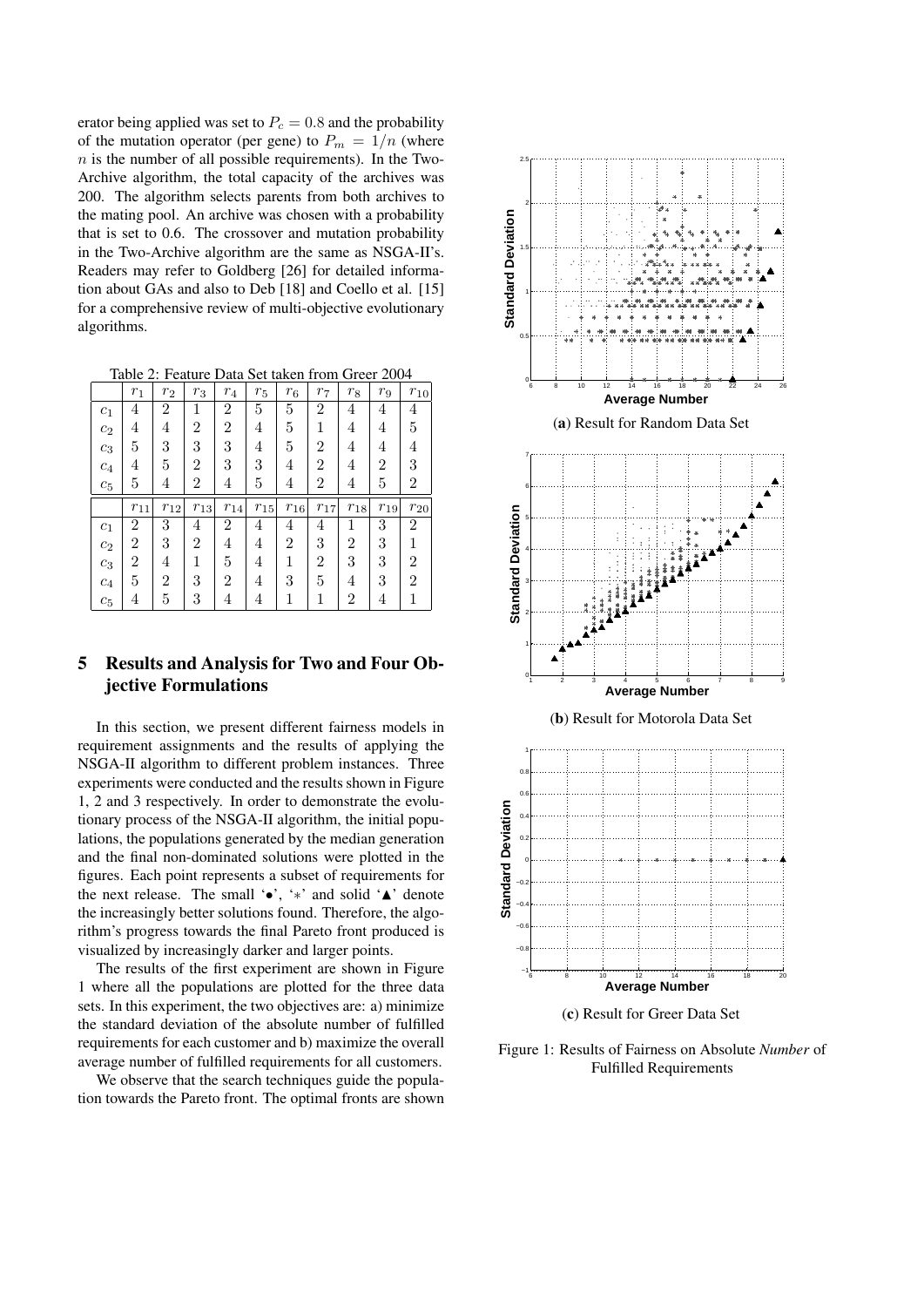erator being applied was set to $P_c = 0.8$ and the probability of the mutation operator (per gene) to $P_m = 1/n$ (where $n$ is the number of all possible requirements). In the Two-Archive algorithm, the total capacity of the archives was 200. The algorithm selects parents from both archives to the mating pool. An archive was chosen with a probability that is set to 0.6. The crossover and mutation probability in the Two-Archive algorithm are the same as NSGA-II's. Readers may refer to Goldberg [26] for detailed information about GAs and also to Deb [18] and Coello et al. [15] for a comprehensive review of multi-objective evolutionary algorithms.

Table 2: Feature Data Set taken from Greer 2004

| | $r_1$ | $r_2$ | $r_3$ | $r_4$ | $r_5$ | $r_6$ | $r_7$ | $r_8$ | $r_9$ | $r_{10}$ |
|---|---|---|---|---|---|---|---|---|---|---|
| $c_1$ | 4 | 2 | 1 | 2 | 5 | 5 | 2 | 4 | 4 | 4 |
| $c_2$ | 4 | 4 | 2 | 2 | 4 | 5 | 1 | 4 | 4 | 5 |
| $c_3$ | 5 | 3 | 3 | 3 | 4 | 5 | 2 | 4 | 4 | 4 |
| $c_4$ | 4 | 5 | 2 | 3 | 3 | 4 | 2 | 4 | 2 | 3 |
| $c_5$ | 5 | 4 | 2 | 4 | 5 | 4 | 2 | 4 | 5 | 2 |
| | $r_{11}$ | $r_{12}$ | $r_{13}$ | $r_{14}$ | $r_{15}$ | $r_{16}$ | $r_{17}$ | $r_{18}$ | $r_{19}$ | $r_{20}$ |
| $c_1$ | 2 | 3 | 4 | 2 | 4 | 4 | 4 | 1 | 3 | 2 |
| $c_2$ | 2 | 3 | 2 | 4 | 4 | 2 | 3 | 2 | 3 | 1 |
| $c_3$ | 2 | 4 | 1 | 5 | 4 | 1 | 2 | 3 | 3 | 2 |
| $c_4$ | 5 | 2 | 3 | 2 | 4 | 3 | 5 | 4 | 3 | 2 |
| $c_5$ | 4 | 5 | 3 | 4 | 4 | 1 | 1 | 2 | 4 | 1 |

## 5 Results and Analysis for Two and Four Objective Formulations

In this section, we present different fairness models in requirement assignments and the results of applying the NSGA-II algorithm to different problem instances. Three experiments were conducted and the results shown in Figure 1, 2 and 3 respectively. In order to demonstrate the evolutionary process of the NSGA-II algorithm, the initial populations, the populations generated by the median generation and the final non-dominated solutions were plotted in the figures. Each point represents a subset of requirements for the next release. The small '•', '∗' and solid '▲' denote the increasingly better solutions found. Therefore, the algorithm's progress towards the final Pareto front produced is visualized by increasingly darker and larger points.

The results of the first experiment are shown in Figure 1 where all the populations are plotted for the three data sets. In this experiment, the two objectives are: a) minimize the standard deviation of the absolute number of fulfilled requirements for each customer and b) maximize the overall average number of fulfilled requirements for all customers.

We observe that the search techniques guide the population towards the Pareto front. The optimal fronts are shown

(**a**) Result for Random Data Set

(**b**) Result for Motorola Data Set

(**c**) Result for Greer Data Set

Figure 1: Results of Fairness on Absolute *Number* of Fulfilled Requirements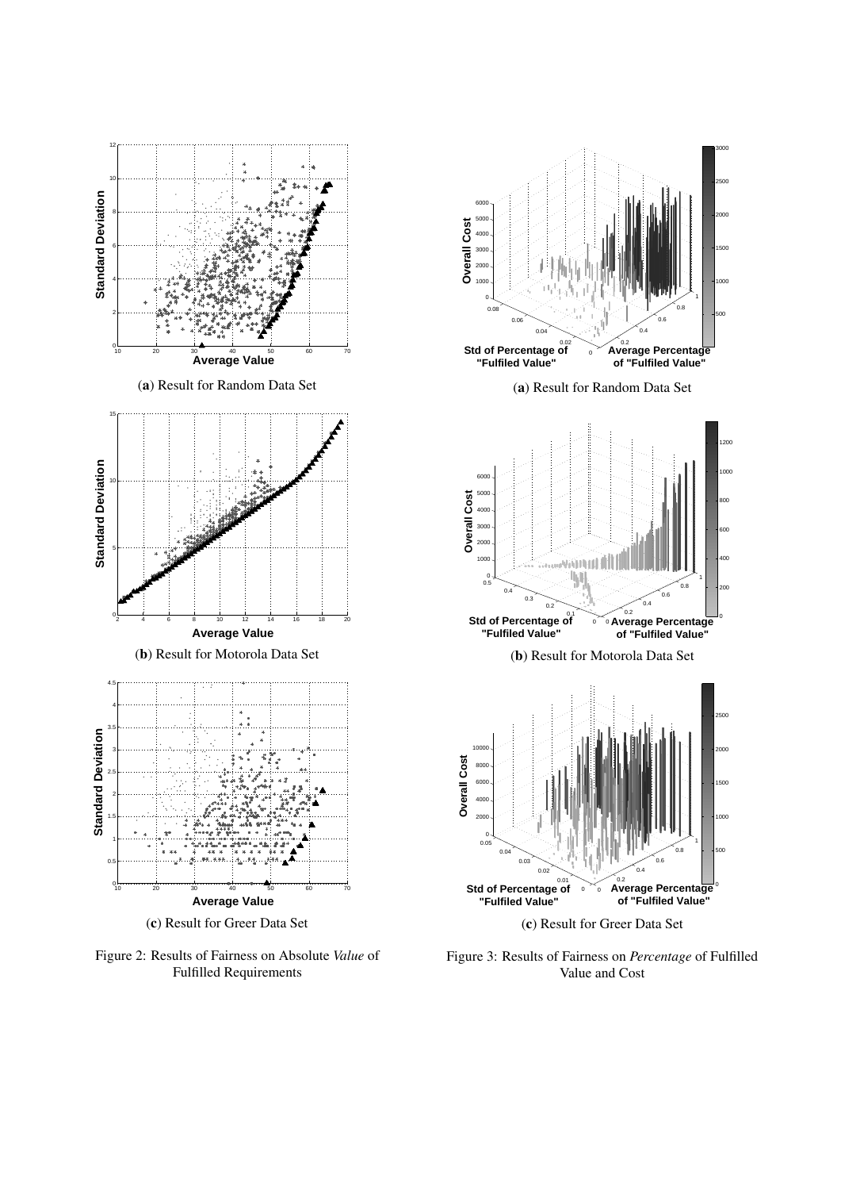(**a**) Result for Random Data Set

(**b**) Result for Motorola Data Set

(**c**) Result for Greer Data Set

Figure 2: Results of Fairness on Absolute *Value* of Fulfilled Requirements

(**a**) Result for Random Data Set

(**b**) Result for Motorola Data Set

(**c**) Result for Greer Data Set

Figure 3: Results of Fairness on *Percentage* of Fulfilled Value and Cost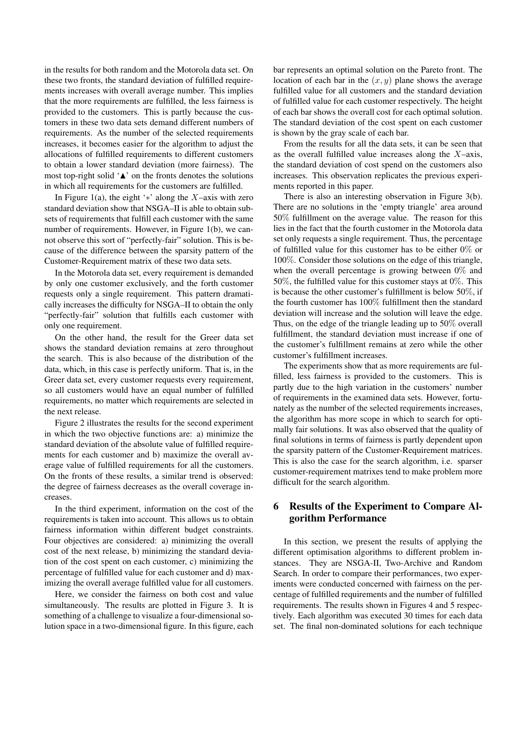in the results for both random and the Motorola data set. On these two fronts, the standard deviation of fulfilled requirements increases with overall average number. This implies that the more requirements are fulfilled, the less fairness is provided to the customers. This is partly because the customers in these two data sets demand different numbers of requirements. As the number of the selected requirements increases, it becomes easier for the algorithm to adjust the allocations of fulfilled requirements to different customers to obtain a lower standard deviation (more fairness). The most top-right solid '▲' on the fronts denotes the solutions in which all requirements for the customers are fulfilled.

In Figure 1(a), the eight '$*$' along the $X$–axis with zero standard deviation show that NSGA–II is able to obtain subsets of requirements that fulfill each customer with the same number of requirements. However, in Figure 1(b), we cannot observe this sort of "perfectly-fair" solution. This is because of the difference between the sparsity pattern of the Customer-Requirement matrix of these two data sets.

In the Motorola data set, every requirement is demanded by only one customer exclusively, and the forth customer requests only a single requirement. This pattern dramatically increases the difficulty for NSGA–II to obtain the only "perfectly-fair" solution that fulfills each customer with only one requirement.

On the other hand, the result for the Greer data set shows the standard deviation remains at zero throughout the search. This is also because of the distribution of the data, which, in this case is perfectly uniform. That is, in the Greer data set, every customer requests every requirement, so all customers would have an equal number of fulfilled requirements, no matter which requirements are selected in the next release.

Figure 2 illustrates the results for the second experiment in which the two objective functions are: a) minimize the standard deviation of the absolute value of fulfilled requirements for each customer and b) maximize the overall average value of fulfilled requirements for all the customers. On the fronts of these results, a similar trend is observed: the degree of fairness decreases as the overall coverage increases.

In the third experiment, information on the cost of the requirements is taken into account. This allows us to obtain fairness information within different budget constraints. Four objectives are considered: a) minimizing the overall cost of the next release, b) minimizing the standard deviation of the cost spent on each customer, c) minimizing the percentage of fulfilled value for each customer and d) maximizing the overall average fulfilled value for all customers.

Here, we consider the fairness on both cost and value simultaneously. The results are plotted in Figure 3. It is something of a challenge to visualize a four-dimensional solution space in a two-dimensional figure. In this figure, each bar represents an optimal solution on the Pareto front. The location of each bar in the $(x, y)$ plane shows the average fulfilled value for all customers and the standard deviation of fulfilled value for each customer respectively. The height of each bar shows the overall cost for each optimal solution. The standard deviation of the cost spent on each customer is shown by the gray scale of each bar.

From the results for all the data sets, it can be seen that as the overall fulfilled value increases along the $X$–axis, the standard deviation of cost spend on the customers also increases. This observation replicates the previous experiments reported in this paper.

There is also an interesting observation in Figure 3(b). There are no solutions in the 'empty triangle' area around 50% fulfillment on the average value. The reason for this lies in the fact that the fourth customer in the Motorola data set only requests a single requirement. Thus, the percentage of fulfilled value for this customer has to be either 0% or 100%. Consider those solutions on the edge of this triangle, when the overall percentage is growing between 0% and 50%, the fulfilled value for this customer stays at 0%. This is because the other customer's fulfillment is below 50%, if the fourth customer has 100% fulfillment then the standard deviation will increase and the solution will leave the edge. Thus, on the edge of the triangle leading up to 50% overall fulfillment, the standard deviation must increase if one of the customer's fulfillment remains at zero while the other customer's fulfillment increases.

The experiments show that as more requirements are fulfilled, less fairness is provided to the customers. This is partly due to the high variation in the customers' number of requirements in the examined data sets. However, fortunately as the number of the selected requirements increases, the algorithm has more scope in which to search for optimally fair solutions. It was also observed that the quality of final solutions in terms of fairness is partly dependent upon the sparsity pattern of the Customer-Requirement matrices. This is also the case for the search algorithm, i.e. sparser customer-requirement matrixes tend to make problem more difficult for the search algorithm.

## 6 Results of the Experiment to Compare Algorithm Performance

In this section, we present the results of applying the different optimisation algorithms to different problem instances. They are NSGA-II, Two-Archive and Random Search. In order to compare their performances, two experiments were conducted concerned with fairness on the percentage of fulfilled requirements and the number of fulfilled requirements. The results shown in Figures 4 and 5 respectively. Each algorithm was executed 30 times for each data set. The final non-dominated solutions for each technique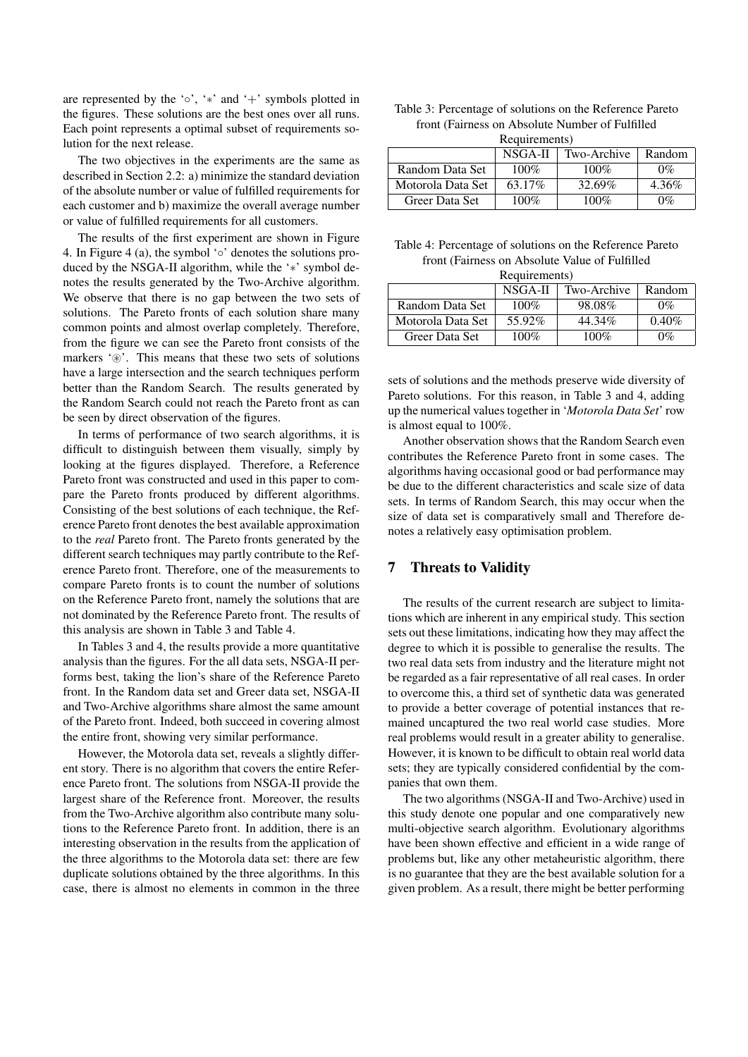are represented by the '○', '∗' and '+' symbols plotted in the figures. These solutions are the best ones over all runs. Each point represents a optimal subset of requirements solution for the next release.

The two objectives in the experiments are the same as described in Section 2.2: a) minimize the standard deviation of the absolute number or value of fulfilled requirements for each customer and b) maximize the overall average number or value of fulfilled requirements for all customers.

The results of the first experiment are shown in Figure 4. In Figure 4 (a), the symbol '○' denotes the solutions produced by the NSGA-II algorithm, while the '∗' symbol denotes the results generated by the Two-Archive algorithm. We observe that there is no gap between the two sets of solutions. The Pareto fronts of each solution share many common points and almost overlap completely. Therefore, from the figure we can see the Pareto front consists of the markers '⊛'. This means that these two sets of solutions have a large intersection and the search techniques perform better than the Random Search. The results generated by the Random Search could not reach the Pareto front as can be seen by direct observation of the figures.

In terms of performance of two search algorithms, it is difficult to distinguish between them visually, simply by looking at the figures displayed. Therefore, a Reference Pareto front was constructed and used in this paper to compare the Pareto fronts produced by different algorithms. Consisting of the best solutions of each technique, the Reference Pareto front denotes the best available approximation to the *real* Pareto front. The Pareto fronts generated by the different search techniques may partly contribute to the Reference Pareto front. Therefore, one of the measurements to compare Pareto fronts is to count the number of solutions on the Reference Pareto front, namely the solutions that are not dominated by the Reference Pareto front. The results of this analysis are shown in Table 3 and Table 4.

In Tables 3 and 4, the results provide a more quantitative analysis than the figures. For the all data sets, NSGA-II performs best, taking the lion's share of the Reference Pareto front. In the Random data set and Greer data set, NSGA-II and Two-Archive algorithms share almost the same amount of the Pareto front. Indeed, both succeed in covering almost the entire front, showing very similar performance.

However, the Motorola data set, reveals a slightly different story. There is no algorithm that covers the entire Reference Pareto front. The solutions from NSGA-II provide the largest share of the Reference front. Moreover, the results from the Two-Archive algorithm also contribute many solutions to the Reference Pareto front. In addition, there is an interesting observation in the results from the application of the three algorithms to the Motorola data set: there are few duplicate solutions obtained by the three algorithms. In this case, there is almost no elements in common in the three

Table 3: Percentage of solutions on the Reference Pareto front (Fairness on Absolute Number of Fulfilled Requirements)

| | NSGA-II | Two-Archive | Random |
|---|---|---|---|
| Random Data Set | 100% | 100% | 0% |
| Motorola Data Set | 63.17% | 32.69% | 4.36% |
| Greer Data Set | 100% | 100% | 0% |

Table 4: Percentage of solutions on the Reference Pareto front (Fairness on Absolute Value of Fulfilled Requirements)

| | NSGA-II | Two-Archive | Random |
|---|---|---|---|
| Random Data Set | 100% | 98.08% | 0% |
| Motorola Data Set | 55.92% | 44.34% | 0.40% |
| Greer Data Set | 100% | 100% | 0% |

sets of solutions and the methods preserve wide diversity of Pareto solutions. For this reason, in Table 3 and 4, adding up the numerical values together in '*Motorola Data Set*' row is almost equal to 100%.

Another observation shows that the Random Search even contributes the Reference Pareto front in some cases. The algorithms having occasional good or bad performance may be due to the different characteristics and scale size of data sets. In terms of Random Search, this may occur when the size of data set is comparatively small and Therefore denotes a relatively easy optimisation problem.

## 7 Threats to Validity

The results of the current research are subject to limitations which are inherent in any empirical study. This section sets out these limitations, indicating how they may affect the degree to which it is possible to generalise the results. The two real data sets from industry and the literature might not be regarded as a fair representative of all real cases. In order to overcome this, a third set of synthetic data was generated to provide a better coverage of potential instances that remained uncaptured the two real world case studies. More real problems would result in a greater ability to generalise. However, it is known to be difficult to obtain real world data sets; they are typically considered confidential by the companies that own them.

The two algorithms (NSGA-II and Two-Archive) used in this study denote one popular and one comparatively new multi-objective search algorithm. Evolutionary algorithms have been shown effective and efficient in a wide range of problems but, like any other metaheuristic algorithm, there is no guarantee that they are the best available solution for a given problem. As a result, there might be better performing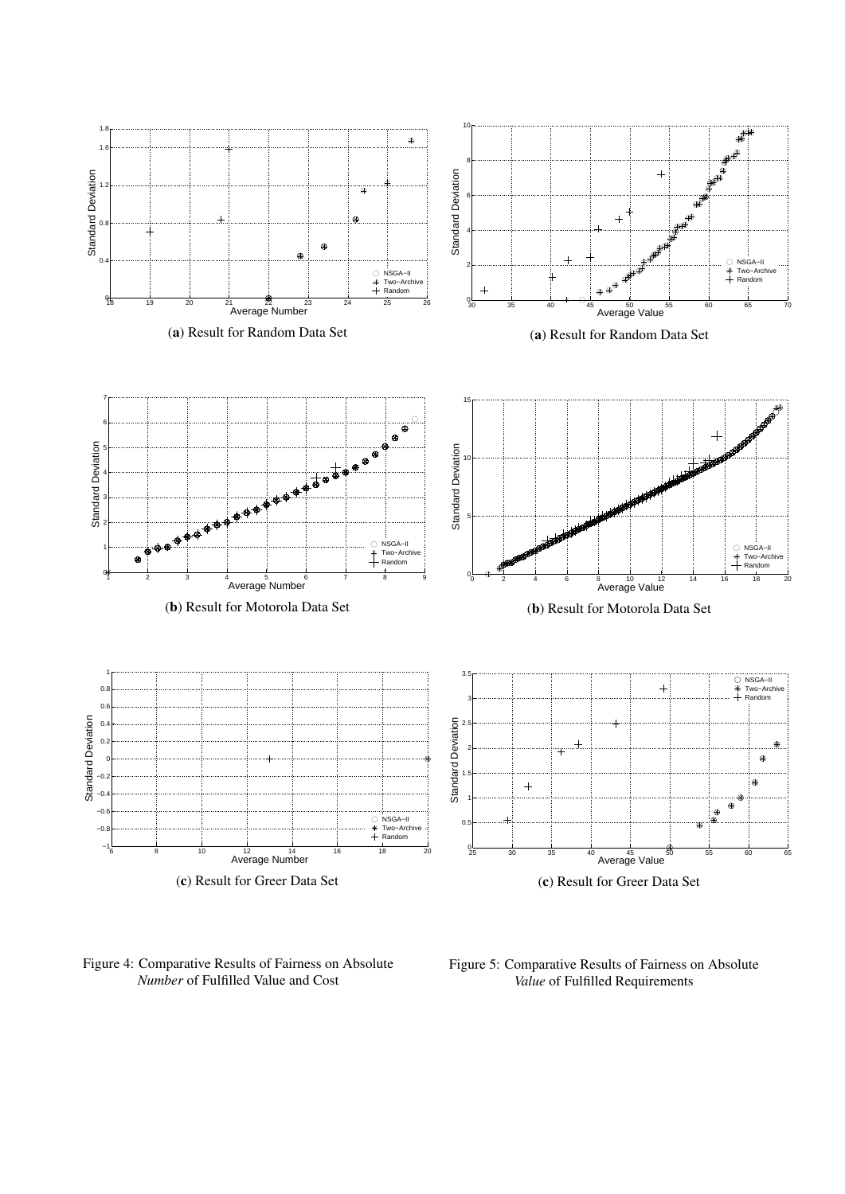(**a**) Result for Random Data Set

(**b**) Result for Motorola Data Set

(**c**) Result for Greer Data Set

Figure 4: Comparative Results of Fairness on Absolute *Number* of Fulfilled Value and Cost

(**a**) Result for Random Data Set

(**b**) Result for Motorola Data Set

(**c**) Result for Greer Data Set

Figure 5: Comparative Results of Fairness on Absolute *Value* of Fulfilled Requirements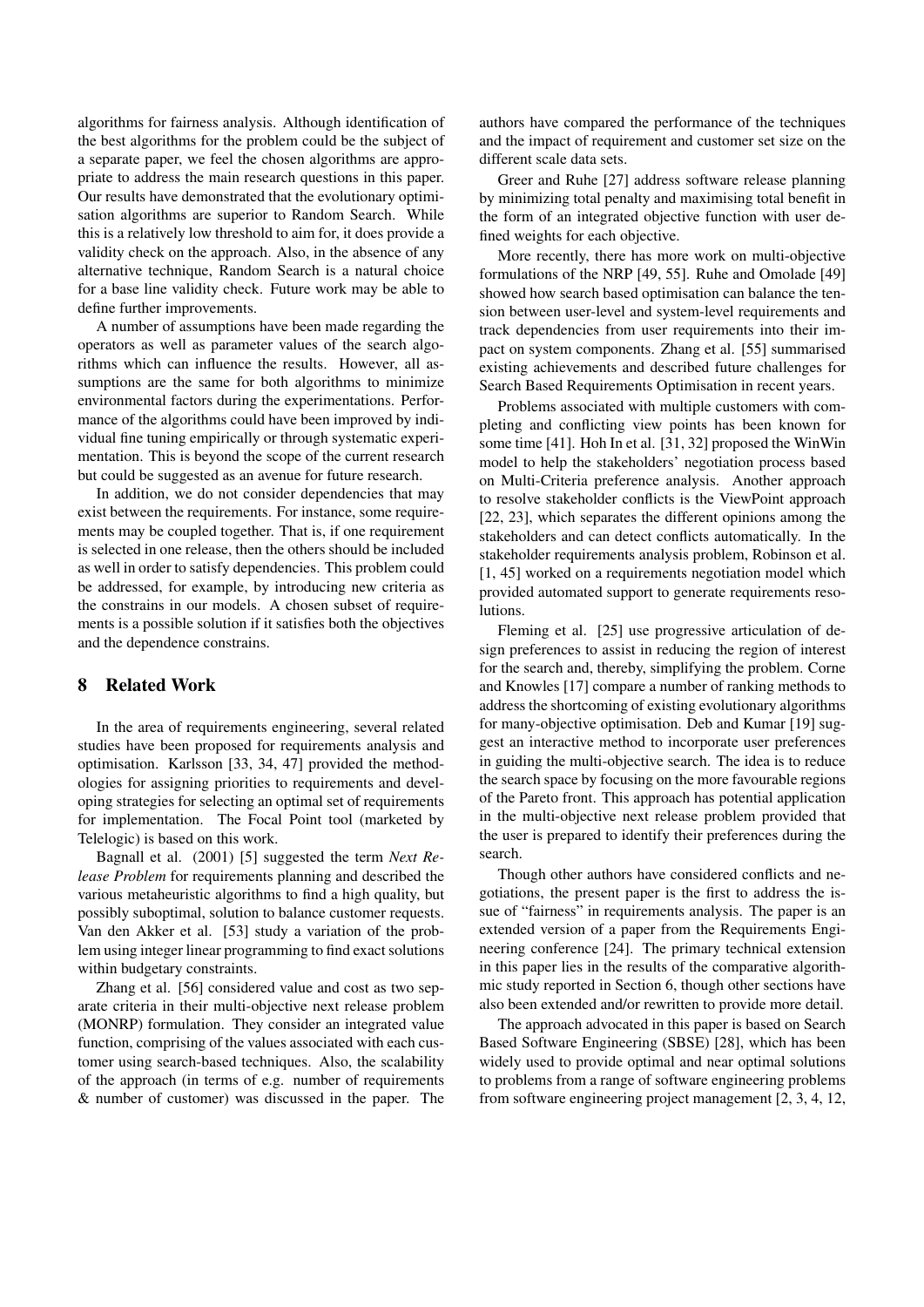algorithms for fairness analysis. Although identification of the best algorithms for the problem could be the subject of a separate paper, we feel the chosen algorithms are appropriate to address the main research questions in this paper. Our results have demonstrated that the evolutionary optimisation algorithms are superior to Random Search. While this is a relatively low threshold to aim for, it does provide a validity check on the approach. Also, in the absence of any alternative technique, Random Search is a natural choice for a base line validity check. Future work may be able to define further improvements.

A number of assumptions have been made regarding the operators as well as parameter values of the search algorithms which can influence the results. However, all assumptions are the same for both algorithms to minimize environmental factors during the experimentations. Performance of the algorithms could have been improved by individual fine tuning empirically or through systematic experimentation. This is beyond the scope of the current research but could be suggested as an avenue for future research.

In addition, we do not consider dependencies that may exist between the requirements. For instance, some requirements may be coupled together. That is, if one requirement is selected in one release, then the others should be included as well in order to satisfy dependencies. This problem could be addressed, for example, by introducing new criteria as the constrains in our models. A chosen subset of requirements is a possible solution if it satisfies both the objectives and the dependence constrains.

## 8 Related Work

In the area of requirements engineering, several related studies have been proposed for requirements analysis and optimisation. Karlsson [33, 34, 47] provided the methodologies for assigning priorities to requirements and developing strategies for selecting an optimal set of requirements for implementation. The Focal Point tool (marketed by Telelogic) is based on this work.

Bagnall et al. (2001) [5] suggested the term *Next Release Problem* for requirements planning and described the various metaheuristic algorithms to find a high quality, but possibly suboptimal, solution to balance customer requests. Van den Akker et al. [53] study a variation of the problem using integer linear programming to find exact solutions within budgetary constraints.

Zhang et al. [56] considered value and cost as two separate criteria in their multi-objective next release problem (MONRP) formulation. They consider an integrated value function, comprising of the values associated with each customer using search-based techniques. Also, the scalability of the approach (in terms of e.g. number of requirements & number of customer) was discussed in the paper. The authors have compared the performance of the techniques and the impact of requirement and customer set size on the different scale data sets.

Greer and Ruhe [27] address software release planning by minimizing total penalty and maximising total benefit in the form of an integrated objective function with user defined weights for each objective.

More recently, there has more work on multi-objective formulations of the NRP [49, 55]. Ruhe and Omolade [49] showed how search based optimisation can balance the tension between user-level and system-level requirements and track dependencies from user requirements into their impact on system components. Zhang et al. [55] summarised existing achievements and described future challenges for Search Based Requirements Optimisation in recent years.

Problems associated with multiple customers with completing and conflicting view points has been known for some time [41]. Hoh In et al. [31, 32] proposed the WinWin model to help the stakeholders' negotiation process based on Multi-Criteria preference analysis. Another approach to resolve stakeholder conflicts is the ViewPoint approach [22, 23], which separates the different opinions among the stakeholders and can detect conflicts automatically. In the stakeholder requirements analysis problem, Robinson et al. [1, 45] worked on a requirements negotiation model which provided automated support to generate requirements resolutions.

Fleming et al. [25] use progressive articulation of design preferences to assist in reducing the region of interest for the search and, thereby, simplifying the problem. Corne and Knowles [17] compare a number of ranking methods to address the shortcoming of existing evolutionary algorithms for many-objective optimisation. Deb and Kumar [19] suggest an interactive method to incorporate user preferences in guiding the multi-objective search. The idea is to reduce the search space by focusing on the more favourable regions of the Pareto front. This approach has potential application in the multi-objective next release problem provided that the user is prepared to identify their preferences during the search.

Though other authors have considered conflicts and negotiations, the present paper is the first to address the issue of "fairness" in requirements analysis. The paper is an extended version of a paper from the Requirements Engineering conference [24]. The primary technical extension in this paper lies in the results of the comparative algorithmic study reported in Section 6, though other sections have also been extended and/or rewritten to provide more detail.

The approach advocated in this paper is based on Search Based Software Engineering (SBSE) [28], which has been widely used to provide optimal and near optimal solutions to problems from a range of software engineering problems from software engineering project management [2, 3, 4, 12,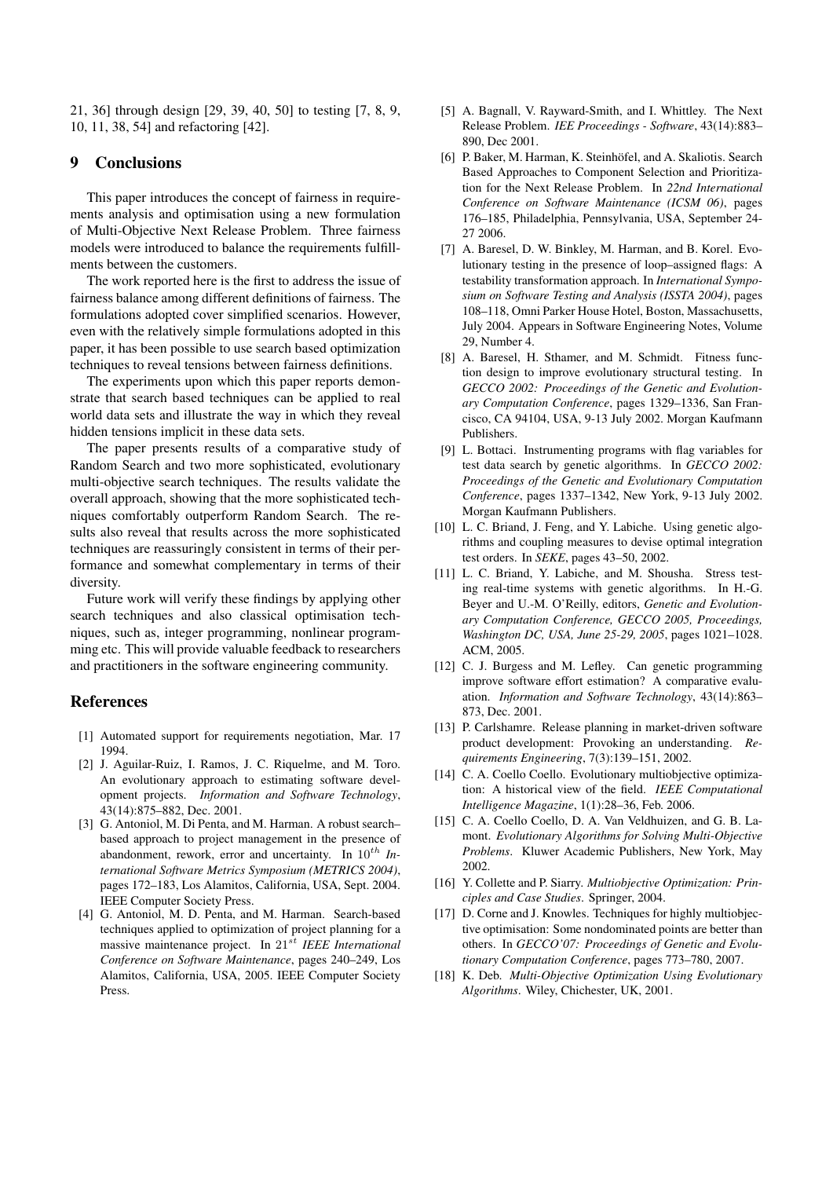21, 36] through design [29, 39, 40, 50] to testing [7, 8, 9, 10, 11, 38, 54] and refactoring [42].

## 9 Conclusions

This paper introduces the concept of fairness in requirements analysis and optimisation using a new formulation of Multi-Objective Next Release Problem. Three fairness models were introduced to balance the requirements fulfillments between the customers.

The work reported here is the first to address the issue of fairness balance among different definitions of fairness. The formulations adopted cover simplified scenarios. However, even with the relatively simple formulations adopted in this paper, it has been possible to use search based optimization techniques to reveal tensions between fairness definitions.

The experiments upon which this paper reports demonstrate that search based techniques can be applied to real world data sets and illustrate the way in which they reveal hidden tensions implicit in these data sets.

The paper presents results of a comparative study of Random Search and two more sophisticated, evolutionary multi-objective search techniques. The results validate the overall approach, showing that the more sophisticated techniques comfortably outperform Random Search. The results also reveal that results across the more sophisticated techniques are reassuringly consistent in terms of their performance and somewhat complementary in terms of their diversity.

Future work will verify these findings by applying other search techniques and also classical optimisation techniques, such as, integer programming, nonlinear programming etc. This will provide valuable feedback to researchers and practitioners in the software engineering community.

## References

[1] Automated support for requirements negotiation, Mar. 17 1994.

[2] J. Aguilar-Ruiz, I. Ramos, J. C. Riquelme, and M. Toro. An evolutionary approach to estimating software development projects. *Information and Software Technology*, 43(14):875–882, Dec. 2001.

[3] G. Antoniol, M. Di Penta, and M. Harman. A robust search–based approach to project management in the presence of abandonment, rework, error and uncertainty. In $10^{th}$ *International Software Metrics Symposium (METRICS 2004)*, pages 172–183, Los Alamitos, California, USA, Sept. 2004. IEEE Computer Society Press.

[4] G. Antoniol, M. D. Penta, and M. Harman. Search-based techniques applied to optimization of project planning for a massive maintenance project. In $21^{st}$ *IEEE International Conference on Software Maintenance*, pages 240–249, Los Alamitos, California, USA, 2005. IEEE Computer Society Press.

[5] A. Bagnall, V. Rayward-Smith, and I. Whittley. The Next Release Problem. *IEE Proceedings - Software*, 43(14):883–890, Dec 2001.

[6] P. Baker, M. Harman, K. Steinhöfel, and A. Skaliotis. Search Based Approaches to Component Selection and Prioritization for the Next Release Problem. In *22nd International Conference on Software Maintenance (ICSM 06)*, pages 176–185, Philadelphia, Pennsylvania, USA, September 24-27 2006.

[7] A. Baresel, D. W. Binkley, M. Harman, and B. Korel. Evolutionary testing in the presence of loop–assigned flags: A testability transformation approach. In *International Symposium on Software Testing and Analysis (ISSTA 2004)*, pages 108–118, Omni Parker House Hotel, Boston, Massachusetts, July 2004. Appears in Software Engineering Notes, Volume 29, Number 4.

[8] A. Baresel, H. Sthamer, and M. Schmidt. Fitness function design to improve evolutionary structural testing. In *GECCO 2002: Proceedings of the Genetic and Evolutionary Computation Conference*, pages 1329–1336, San Francisco, CA 94104, USA, 9-13 July 2002. Morgan Kaufmann Publishers.

[9] L. Bottaci. Instrumenting programs with flag variables for test data search by genetic algorithms. In *GECCO 2002: Proceedings of the Genetic and Evolutionary Computation Conference*, pages 1337–1342, New York, 9-13 July 2002. Morgan Kaufmann Publishers.

[10] L. C. Briand, J. Feng, and Y. Labiche. Using genetic algorithms and coupling measures to devise optimal integration test orders. In *SEKE*, pages 43–50, 2002.

[11] L. C. Briand, Y. Labiche, and M. Shousha. Stress testing real-time systems with genetic algorithms. In H.-G. Beyer and U.-M. O'Reilly, editors, *Genetic and Evolutionary Computation Conference, GECCO 2005, Proceedings, Washington DC, USA, June 25-29, 2005*, pages 1021–1028. ACM, 2005.

[12] C. J. Burgess and M. Lefley. Can genetic programming improve software effort estimation? A comparative evaluation. *Information and Software Technology*, 43(14):863–873, Dec. 2001.

[13] P. Carlshamre. Release planning in market-driven software product development: Provoking an understanding. *Requirements Engineering*, 7(3):139–151, 2002.

[14] C. A. Coello Coello. Evolutionary multiobjective optimization: A historical view of the field. *IEEE Computational Intelligence Magazine*, 1(1):28–36, Feb. 2006.

[15] C. A. Coello Coello, D. A. Van Veldhuizen, and G. B. Lamont. *Evolutionary Algorithms for Solving Multi-Objective Problems*. Kluwer Academic Publishers, New York, May 2002.

[16] Y. Collette and P. Siarry. *Multiobjective Optimization: Principles and Case Studies*. Springer, 2004.

[17] D. Corne and J. Knowles. Techniques for highly multiobjective optimisation: Some nondominated points are better than others. In *GECCO'07: Proceedings of Genetic and Evolutionary Computation Conference*, pages 773–780, 2007.

[18] K. Deb. *Multi-Objective Optimization Using Evolutionary Algorithms*. Wiley, Chichester, UK, 2001.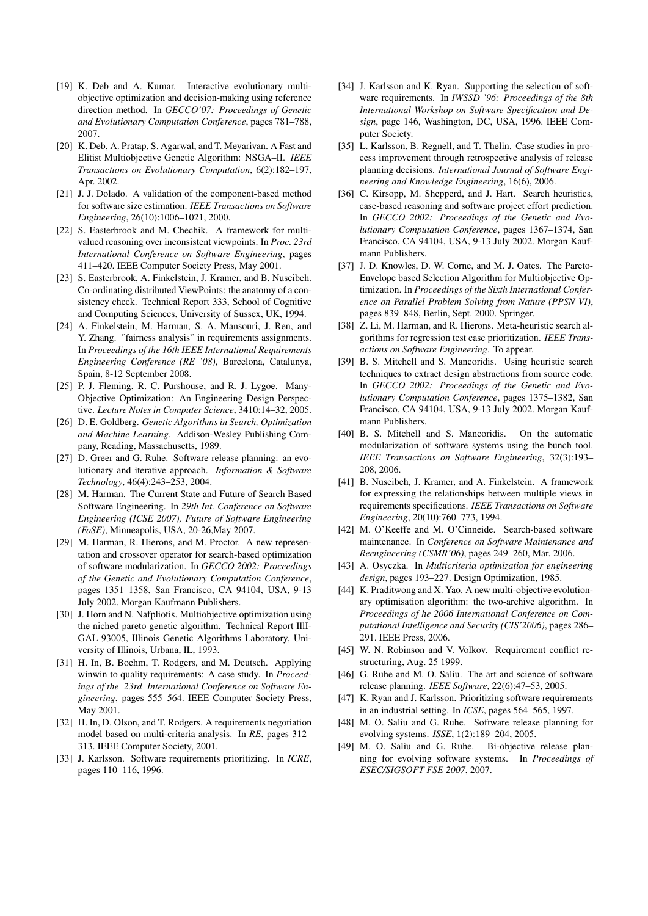[19] K. Deb and A. Kumar. Interactive evolutionary multi-objective optimization and decision-making using reference direction method. In *GECCO'07: Proceedings of Genetic and Evolutionary Computation Conference*, pages 781–788, 2007.

[20] K. Deb, A. Pratap, S. Agarwal, and T. Meyarivan. A Fast and Elitist Multiobjective Genetic Algorithm: NSGA–II. *IEEE Transactions on Evolutionary Computation*, 6(2):182–197, Apr. 2002.

[21] J. J. Dolado. A validation of the component-based method for software size estimation. *IEEE Transactions on Software Engineering*, 26(10):1006–1021, 2000.

[22] S. Easterbrook and M. Chechik. A framework for multi-valued reasoning over inconsistent viewpoints. In *Proc. 23rd International Conference on Software Engineering*, pages 411–420. IEEE Computer Society Press, May 2001.

[23] S. Easterbrook, A. Finkelstein, J. Kramer, and B. Nuseibeh. Co-ordinating distributed ViewPoints: the anatomy of a consistency check. Technical Report 333, School of Cognitive and Computing Sciences, University of Sussex, UK, 1994.

[24] A. Finkelstein, M. Harman, S. A. Mansouri, J. Ren, and Y. Zhang. "fairness analysis" in requirements assignments. In *Proceedings of the 16th IEEE International Requirements Engineering Conference (RE '08)*, Barcelona, Catalunya, Spain, 8-12 September 2008.

[25] P. J. Fleming, R. C. Purshouse, and R. J. Lygoe. Many-Objective Optimization: An Engineering Design Perspective. *Lecture Notes in Computer Science*, 3410:14–32, 2005.

[26] D. E. Goldberg. *Genetic Algorithms in Search, Optimization and Machine Learning*. Addison-Wesley Publishing Company, Reading, Massachusetts, 1989.

[27] D. Greer and G. Ruhe. Software release planning: an evolutionary and iterative approach. *Information & Software Technology*, 46(4):243–253, 2004.

[28] M. Harman. The Current State and Future of Search Based Software Engineering. In *29th Int. Conference on Software Engineering (ICSE 2007), Future of Software Engineering (FoSE)*, Minneapolis, USA, 20-26,May 2007.

[29] M. Harman, R. Hierons, and M. Proctor. A new representation and crossover operator for search-based optimization of software modularization. In *GECCO 2002: Proceedings of the Genetic and Evolutionary Computation Conference*, pages 1351–1358, San Francisco, CA 94104, USA, 9-13 July 2002. Morgan Kaufmann Publishers.

[30] J. Horn and N. Nafpliotis. Multiobjective optimization using the niched pareto genetic algorithm. Technical Report IllI-GAL 93005, Illinois Genetic Algorithms Laboratory, University of Illinois, Urbana, IL, 1993.

[31] H. In, B. Boehm, T. Rodgers, and M. Deutsch. Applying winwin to quality requirements: A case study. In *Proceedings of the 23rd International Conference on Software Engineering*, pages 555–564. IEEE Computer Society Press, May 2001.

[32] H. In, D. Olson, and T. Rodgers. A requirements negotiation model based on multi-criteria analysis. In *RE*, pages 312–313. IEEE Computer Society, 2001.

[33] J. Karlsson. Software requirements prioritizing. In *ICRE*, pages 110–116, 1996.

[34] J. Karlsson and K. Ryan. Supporting the selection of software requirements. In *IWSSD '96: Proceedings of the 8th International Workshop on Software Specification and Design*, page 146, Washington, DC, USA, 1996. IEEE Computer Society.

[35] L. Karlsson, B. Regnell, and T. Thelin. Case studies in process improvement through retrospective analysis of release planning decisions. *International Journal of Software Engineering and Knowledge Engineering*, 16(6), 2006.

[36] C. Kirsopp, M. Shepperd, and J. Hart. Search heuristics, case-based reasoning and software project effort prediction. In *GECCO 2002: Proceedings of the Genetic and Evolutionary Computation Conference*, pages 1367–1374, San Francisco, CA 94104, USA, 9-13 July 2002. Morgan Kaufmann Publishers.

[37] J. D. Knowles, D. W. Corne, and M. J. Oates. The Pareto-Envelope based Selection Algorithm for Multiobjective Optimization. In *Proceedings of the Sixth International Conference on Parallel Problem Solving from Nature (PPSN VI)*, pages 839–848, Berlin, Sept. 2000. Springer.

[38] Z. Li, M. Harman, and R. Hierons. Meta-heuristic search algorithms for regression test case prioritization. *IEEE Transactions on Software Engineering*. To appear.

[39] B. S. Mitchell and S. Mancoridis. Using heuristic search techniques to extract design abstractions from source code. In *GECCO 2002: Proceedings of the Genetic and Evolutionary Computation Conference*, pages 1375–1382, San Francisco, CA 94104, USA, 9-13 July 2002. Morgan Kaufmann Publishers.

[40] B. S. Mitchell and S. Mancoridis. On the automatic modularization of software systems using the bunch tool. *IEEE Transactions on Software Engineering*, 32(3):193–208, 2006.

[41] B. Nuseibeh, J. Kramer, and A. Finkelstein. A framework for expressing the relationships between multiple views in requirements specifications. *IEEE Transactions on Software Engineering*, 20(10):760–773, 1994.

[42] M. O'Keeffe and M. O'Cinneide. Search-based software maintenance. In *Conference on Software Maintenance and Reengineering (CSMR'06)*, pages 249–260, Mar. 2006.

[43] A. Osyczka. In *Multicriteria optimization for engineering design*, pages 193–227. Design Optimization, 1985.

[44] K. Praditwong and X. Yao. A new multi-objective evolutionary optimisation algorithm: the two-archive algorithm. In *Proceedings of he 2006 International Conference on Computational Intelligence and Security (CIS'2006)*, pages 286–291. IEEE Press, 2006.

[45] W. N. Robinson and V. Volkov. Requirement conflict restructuring, Aug. 25 1999.

[46] G. Ruhe and M. O. Saliu. The art and science of software release planning. *IEEE Software*, 22(6):47–53, 2005.

[47] K. Ryan and J. Karlsson. Prioritizing software requirements in an industrial setting. In *ICSE*, pages 564–565, 1997.

[48] M. O. Saliu and G. Ruhe. Software release planning for evolving systems. *ISSE*, 1(2):189–204, 2005.

[49] M. O. Saliu and G. Ruhe. Bi-objective release planning for evolving software systems. In *Proceedings of ESEC/SIGSOFT FSE 2007*, 2007.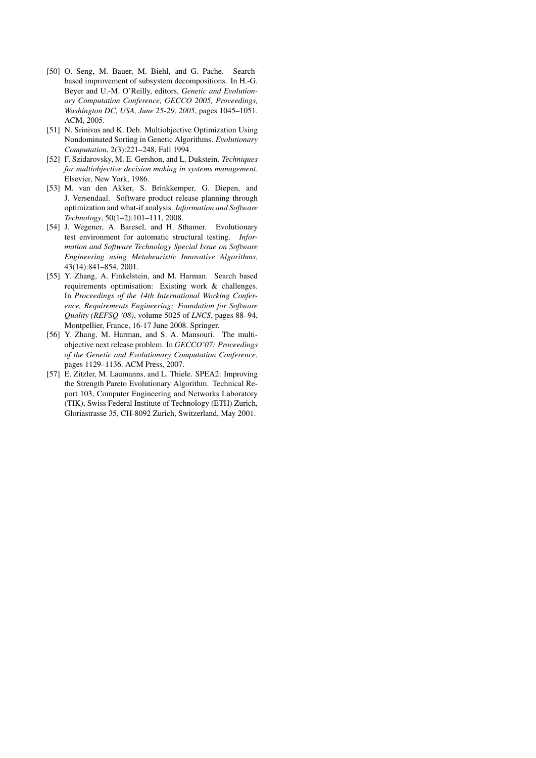[50] O. Seng, M. Bauer, M. Biehl, and G. Pache. Search-based improvement of subsystem decompositions. In H.-G. Beyer and U.-M. O'Reilly, editors, *Genetic and Evolutionary Computation Conference, GECCO 2005, Proceedings, Washington DC, USA, June 25-29, 2005*, pages 1045–1051. ACM, 2005.

[51] N. Srinivas and K. Deb. Multiobjective Optimization Using Nondominated Sorting in Genetic Algorithms. *Evolutionary Computation*, 2(3):221–248, Fall 1994.

[52] F. Szidarovsky, M. E. Gershon, and L. Dukstein. *Techniques for multiobjective decision making in systems management*. Elsevier, New York, 1986.

[53] M. van den Akker, S. Brinkkemper, G. Diepen, and J. Versendaal. Software product release planning through optimization and what-if analysis. *Information and Software Technology*, 50(1–2):101–111, 2008.

[54] J. Wegener, A. Baresel, and H. Sthamer. Evolutionary test environment for automatic structural testing. *Information and Software Technology Special Issue on Software Engineering using Metaheuristic Innovative Algorithms*, 43(14):841–854, 2001.

[55] Y. Zhang, A. Finkelstein, and M. Harman. Search based requirements optimisation: Existing work & challenges. In *Proceedings of the 14th International Working Conference, Requirements Engineering: Foundation for Software Quality (REFSQ '08)*, volume 5025 of *LNCS*, pages 88–94, Montpellier, France, 16-17 June 2008. Springer.

[56] Y. Zhang, M. Harman, and S. A. Mansouri. The multi-objective next release problem. In *GECCO'07: Proceedings of the Genetic and Evolutionary Computation Conference*, pages 1129–1136. ACM Press, 2007.

[57] E. Zitzler, M. Laumanns, and L. Thiele. SPEA2: Improving the Strength Pareto Evolutionary Algorithm. Technical Report 103, Computer Engineering and Networks Laboratory (TIK), Swiss Federal Institute of Technology (ETH) Zurich, Gloriastrasse 35, CH-8092 Zurich, Switzerland, May 2001.